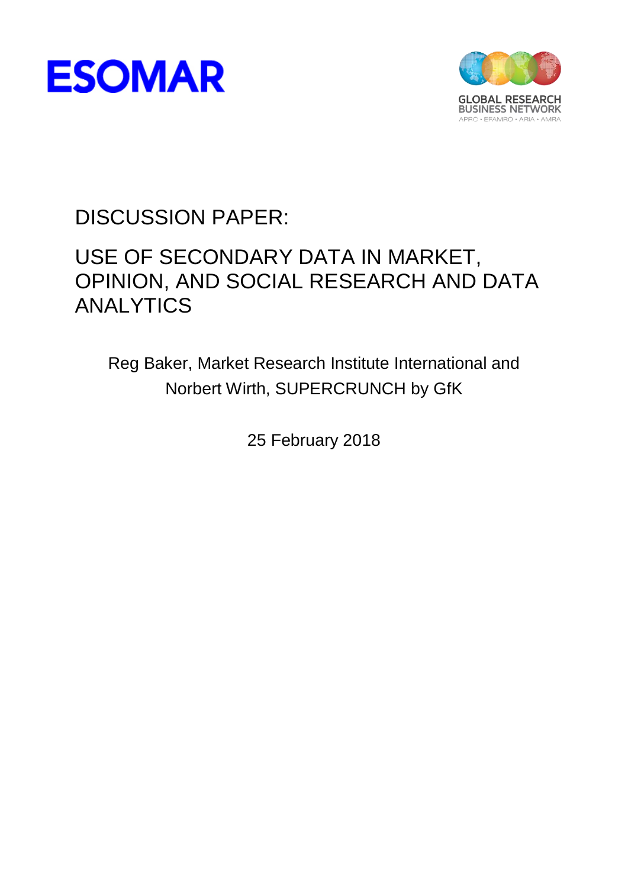ESOMAR

GLOBAL RESEARCH BUSINESS NETWORK
APRC • EFAMRO • ARIA • AMRA

# DISCUSSION PAPER:

# USE OF SECONDARY DATA IN MARKET, OPINION, AND SOCIAL RESEARCH AND DATA ANALYTICS

Reg Baker, Market Research Institute International and
Norbert Wirth, SUPERCRUNCH by GfK

25 February 2018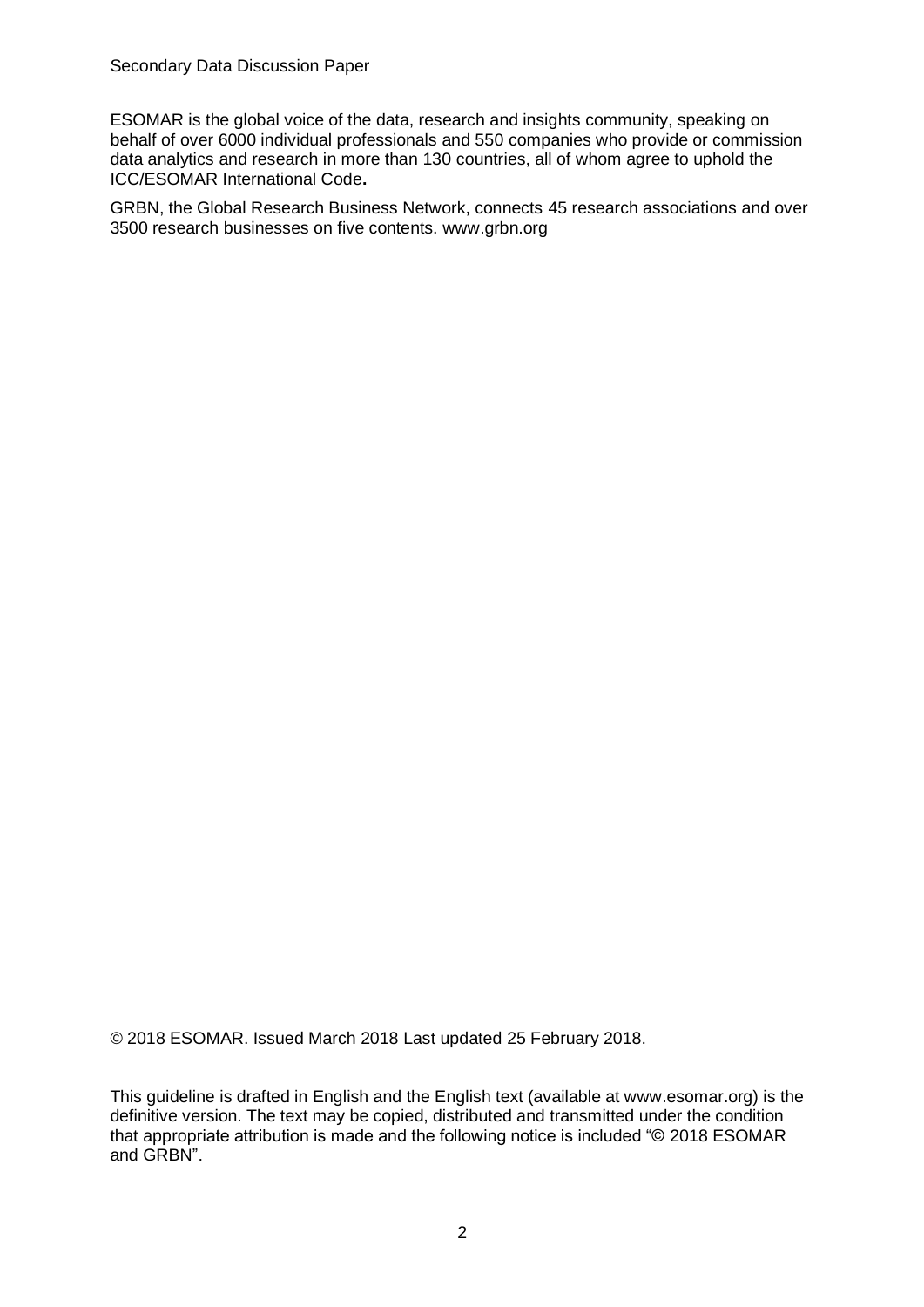ESOMAR is the global voice of the data, research and insights community, speaking on behalf of over 6000 individual professionals and 550 companies who provide or commission data analytics and research in more than 130 countries, all of whom agree to uphold the ICC/ESOMAR International Code**.**

GRBN, the Global Research Business Network, connects 45 research associations and over 3500 research businesses on five contents. www.grbn.org

© 2018 ESOMAR. Issued March 2018 Last updated 25 February 2018.

This guideline is drafted in English and the English text (available at www.esomar.org) is the definitive version. The text may be copied, distributed and transmitted under the condition that appropriate attribution is made and the following notice is included "© 2018 ESOMAR and GRBN".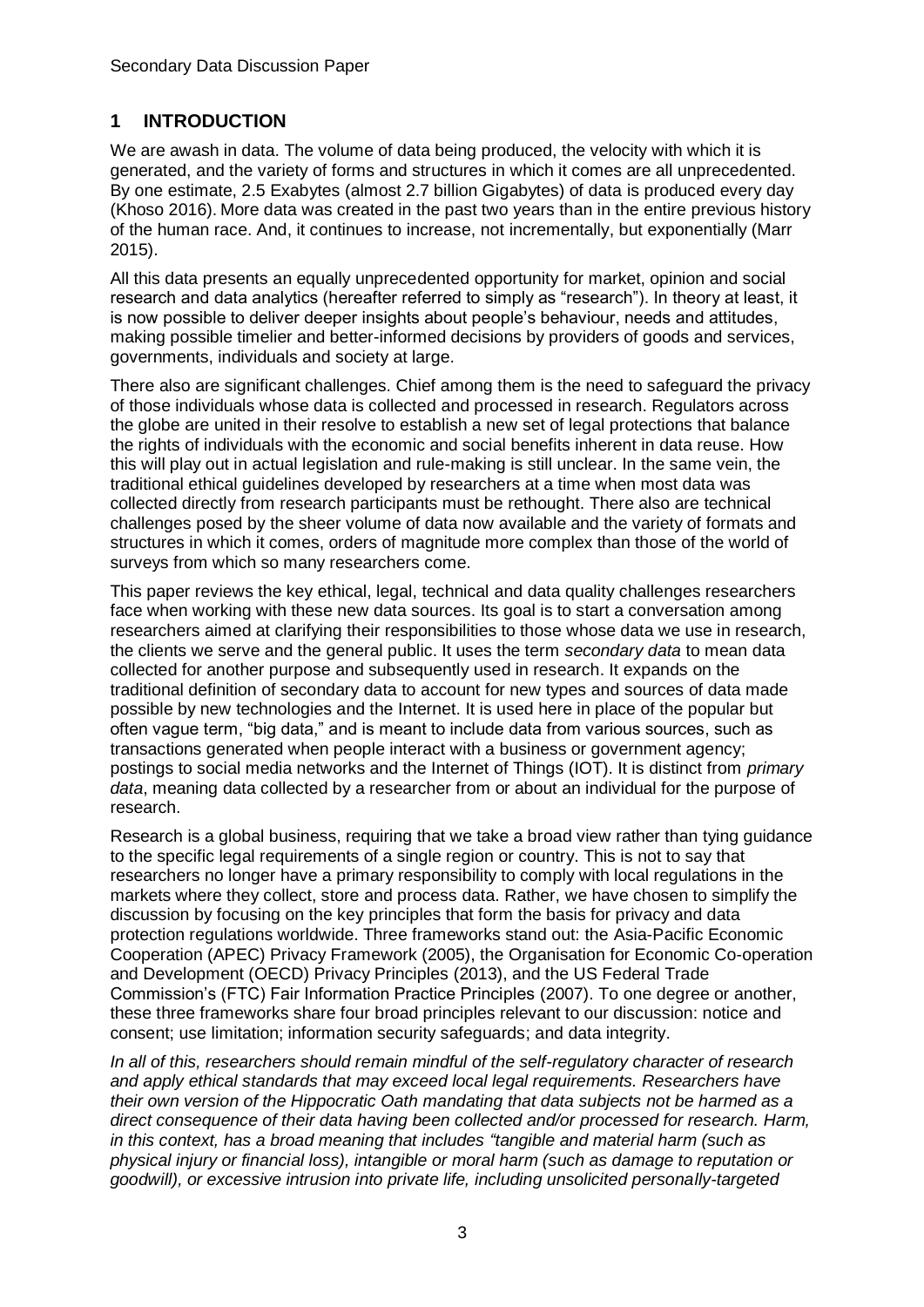## 1 INTRODUCTION

We are awash in data. The volume of data being produced, the velocity with which it is generated, and the variety of forms and structures in which it comes are all unprecedented. By one estimate, 2.5 Exabytes (almost 2.7 billion Gigabytes) of data is produced every day (Khoso 2016). More data was created in the past two years than in the entire previous history of the human race. And, it continues to increase, not incrementally, but exponentially (Marr 2015).

All this data presents an equally unprecedented opportunity for market, opinion and social research and data analytics (hereafter referred to simply as "research"). In theory at least, it is now possible to deliver deeper insights about people's behaviour, needs and attitudes, making possible timelier and better-informed decisions by providers of goods and services, governments, individuals and society at large.

There also are significant challenges. Chief among them is the need to safeguard the privacy of those individuals whose data is collected and processed in research. Regulators across the globe are united in their resolve to establish a new set of legal protections that balance the rights of individuals with the economic and social benefits inherent in data reuse. How this will play out in actual legislation and rule-making is still unclear. In the same vein, the traditional ethical guidelines developed by researchers at a time when most data was collected directly from research participants must be rethought. There also are technical challenges posed by the sheer volume of data now available and the variety of formats and structures in which it comes, orders of magnitude more complex than those of the world of surveys from which so many researchers come.

This paper reviews the key ethical, legal, technical and data quality challenges researchers face when working with these new data sources. Its goal is to start a conversation among researchers aimed at clarifying their responsibilities to those whose data we use in research, the clients we serve and the general public. It uses the term *secondary data* to mean data collected for another purpose and subsequently used in research. It expands on the traditional definition of secondary data to account for new types and sources of data made possible by new technologies and the Internet. It is used here in place of the popular but often vague term, "big data," and is meant to include data from various sources, such as transactions generated when people interact with a business or government agency; postings to social media networks and the Internet of Things (IOT). It is distinct from *primary data*, meaning data collected by a researcher from or about an individual for the purpose of research.

Research is a global business, requiring that we take a broad view rather than tying guidance to the specific legal requirements of a single region or country. This is not to say that researchers no longer have a primary responsibility to comply with local regulations in the markets where they collect, store and process data. Rather, we have chosen to simplify the discussion by focusing on the key principles that form the basis for privacy and data protection regulations worldwide. Three frameworks stand out: the Asia-Pacific Economic Cooperation (APEC) Privacy Framework (2005), the Organisation for Economic Co-operation and Development (OECD) Privacy Principles (2013), and the US Federal Trade Commission's (FTC) Fair Information Practice Principles (2007). To one degree or another, these three frameworks share four broad principles relevant to our discussion: notice and consent; use limitation; information security safeguards; and data integrity.

*In all of this, researchers should remain mindful of the self-regulatory character of research and apply ethical standards that may exceed local legal requirements. Researchers have their own version of the Hippocratic Oath mandating that data subjects not be harmed as a direct consequence of their data having been collected and/or processed for research. Harm, in this context, has a broad meaning that includes "tangible and material harm (such as physical injury or financial loss), intangible or moral harm (such as damage to reputation or goodwill), or excessive intrusion into private life, including unsolicited personally-targeted*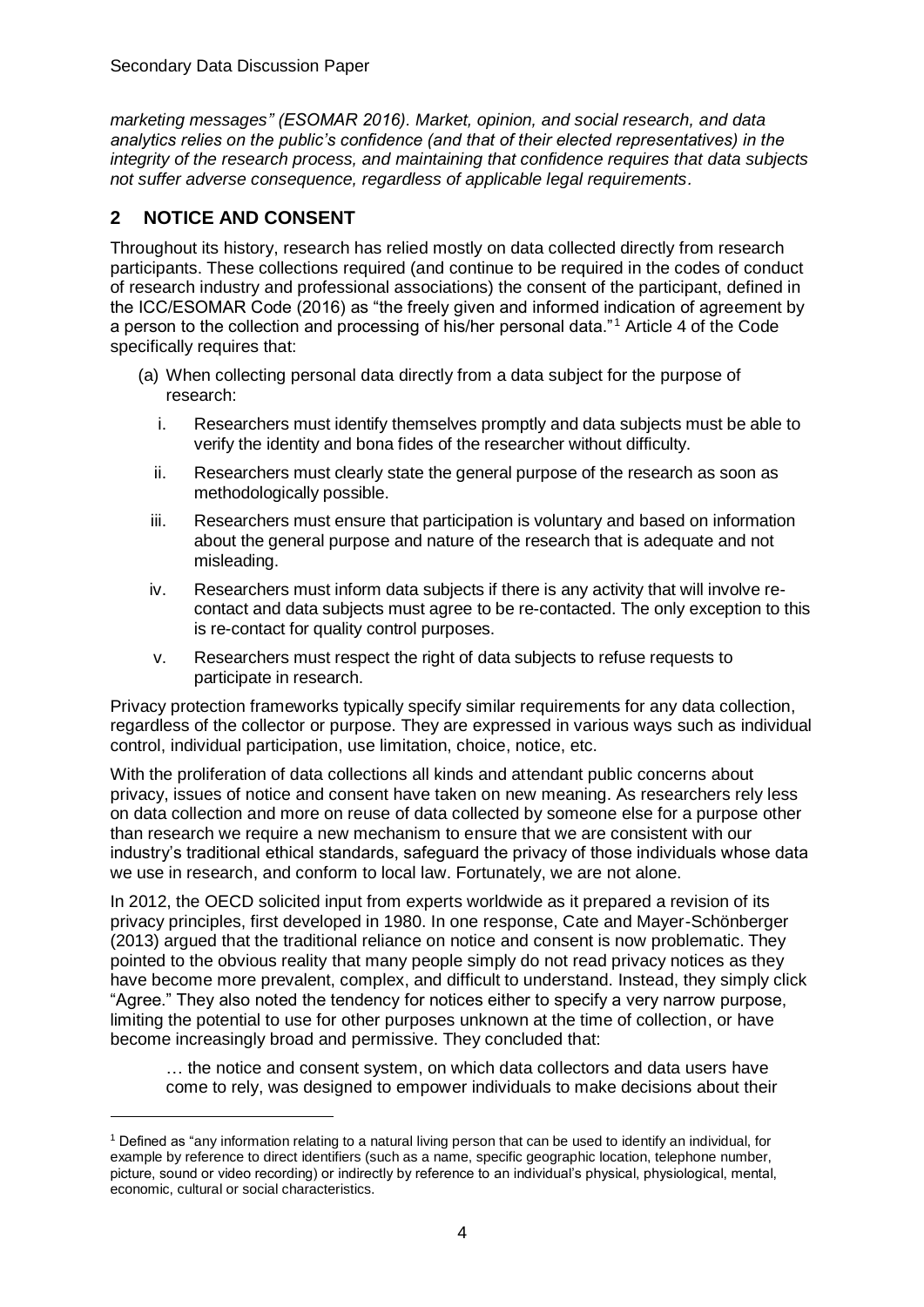*marketing messages" (ESOMAR 2016). Market, opinion, and social research, and data analytics relies on the public's confidence (and that of their elected representatives) in the integrity of the research process, and maintaining that confidence requires that data subjects not suffer adverse consequence, regardless of applicable legal requirements.*

## 2 NOTICE AND CONSENT

Throughout its history, research has relied mostly on data collected directly from research participants. These collections required (and continue to be required in the codes of conduct of research industry and professional associations) the consent of the participant, defined in the ICC/ESOMAR Code (2016) as "the freely given and informed indication of agreement by a person to the collection and processing of his/her personal data."[1] Article 4 of the Code specifically requires that:

(a) When collecting personal data directly from a data subject for the purpose of research:

  i. Researchers must identify themselves promptly and data subjects must be able to verify the identity and bona fides of the researcher without difficulty.

  ii. Researchers must clearly state the general purpose of the research as soon as methodologically possible.

  iii. Researchers must ensure that participation is voluntary and based on information about the general purpose and nature of the research that is adequate and not misleading.

  iv. Researchers must inform data subjects if there is any activity that will involve re-contact and data subjects must agree to be re-contacted. The only exception to this is re-contact for quality control purposes.

  v. Researchers must respect the right of data subjects to refuse requests to participate in research.

Privacy protection frameworks typically specify similar requirements for any data collection, regardless of the collector or purpose. They are expressed in various ways such as individual control, individual participation, use limitation, choice, notice, etc.

With the proliferation of data collections all kinds and attendant public concerns about privacy, issues of notice and consent have taken on new meaning. As researchers rely less on data collection and more on reuse of data collected by someone else for a purpose other than research we require a new mechanism to ensure that we are consistent with our industry's traditional ethical standards, safeguard the privacy of those individuals whose data we use in research, and conform to local law. Fortunately, we are not alone.

In 2012, the OECD solicited input from experts worldwide as it prepared a revision of its privacy principles, first developed in 1980. In one response, Cate and Mayer-Schönberger (2013) argued that the traditional reliance on notice and consent is now problematic. They pointed to the obvious reality that many people simply do not read privacy notices as they have become more prevalent, complex, and difficult to understand. Instead, they simply click "Agree." They also noted the tendency for notices either to specify a very narrow purpose, limiting the potential to use for other purposes unknown at the time of collection, or have become increasingly broad and permissive. They concluded that:

> … the notice and consent system, on which data collectors and data users have come to rely, was designed to empower individuals to make decisions about their

[1] Defined as "any information relating to a natural living person that can be used to identify an individual, for example by reference to direct identifiers (such as a name, specific geographic location, telephone number, picture, sound or video recording) or indirectly by reference to an individual's physical, physiological, mental, economic, cultural or social characteristics.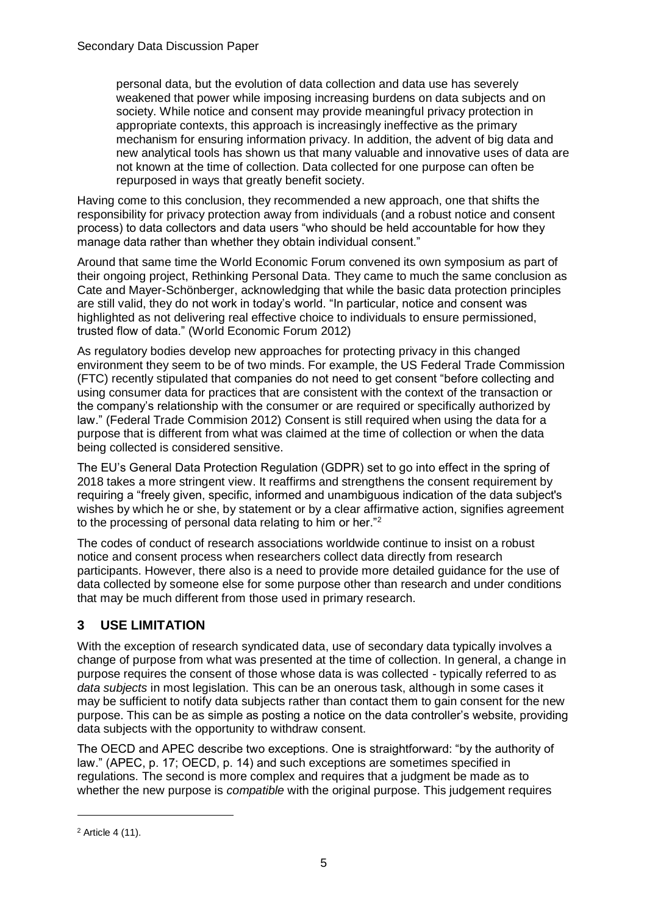> personal data, but the evolution of data collection and data use has severely weakened that power while imposing increasing burdens on data subjects and on society. While notice and consent may provide meaningful privacy protection in appropriate contexts, this approach is increasingly ineffective as the primary mechanism for ensuring information privacy. In addition, the advent of big data and new analytical tools has shown us that many valuable and innovative uses of data are not known at the time of collection. Data collected for one purpose can often be repurposed in ways that greatly benefit society.

Having come to this conclusion, they recommended a new approach, one that shifts the responsibility for privacy protection away from individuals (and a robust notice and consent process) to data collectors and data users "who should be held accountable for how they manage data rather than whether they obtain individual consent."

Around that same time the World Economic Forum convened its own symposium as part of their ongoing project, Rethinking Personal Data. They came to much the same conclusion as Cate and Mayer-Schönberger, acknowledging that while the basic data protection principles are still valid, they do not work in today's world. "In particular, notice and consent was highlighted as not delivering real effective choice to individuals to ensure permissioned, trusted flow of data." (World Economic Forum 2012)

As regulatory bodies develop new approaches for protecting privacy in this changed environment they seem to be of two minds. For example, the US Federal Trade Commission (FTC) recently stipulated that companies do not need to get consent "before collecting and using consumer data for practices that are consistent with the context of the transaction or the company's relationship with the consumer or are required or specifically authorized by law." (Federal Trade Commision 2012) Consent is still required when using the data for a purpose that is different from what was claimed at the time of collection or when the data being collected is considered sensitive.

The EU's General Data Protection Regulation (GDPR) set to go into effect in the spring of 2018 takes a more stringent view. It reaffirms and strengthens the consent requirement by requiring a "freely given, specific, informed and unambiguous indication of the data subject's wishes by which he or she, by statement or by a clear affirmative action, signifies agreement to the processing of personal data relating to him or her."[2]

The codes of conduct of research associations worldwide continue to insist on a robust notice and consent process when researchers collect data directly from research participants. However, there also is a need to provide more detailed guidance for the use of data collected by someone else for some purpose other than research and under conditions that may be much different from those used in primary research.

## 3 USE LIMITATION

With the exception of research syndicated data, use of secondary data typically involves a change of purpose from what was presented at the time of collection. In general, a change in purpose requires the consent of those whose data is was collected - typically referred to as *data subjects* in most legislation. This can be an onerous task, although in some cases it may be sufficient to notify data subjects rather than contact them to gain consent for the new purpose. This can be as simple as posting a notice on the data controller's website, providing data subjects with the opportunity to withdraw consent.

The OECD and APEC describe two exceptions. One is straightforward: "by the authority of law." (APEC, p. 17; OECD, p. 14) and such exceptions are sometimes specified in regulations. The second is more complex and requires that a judgment be made as to whether the new purpose is *compatible* with the original purpose. This judgement requires

---

[2] Article 4 (11).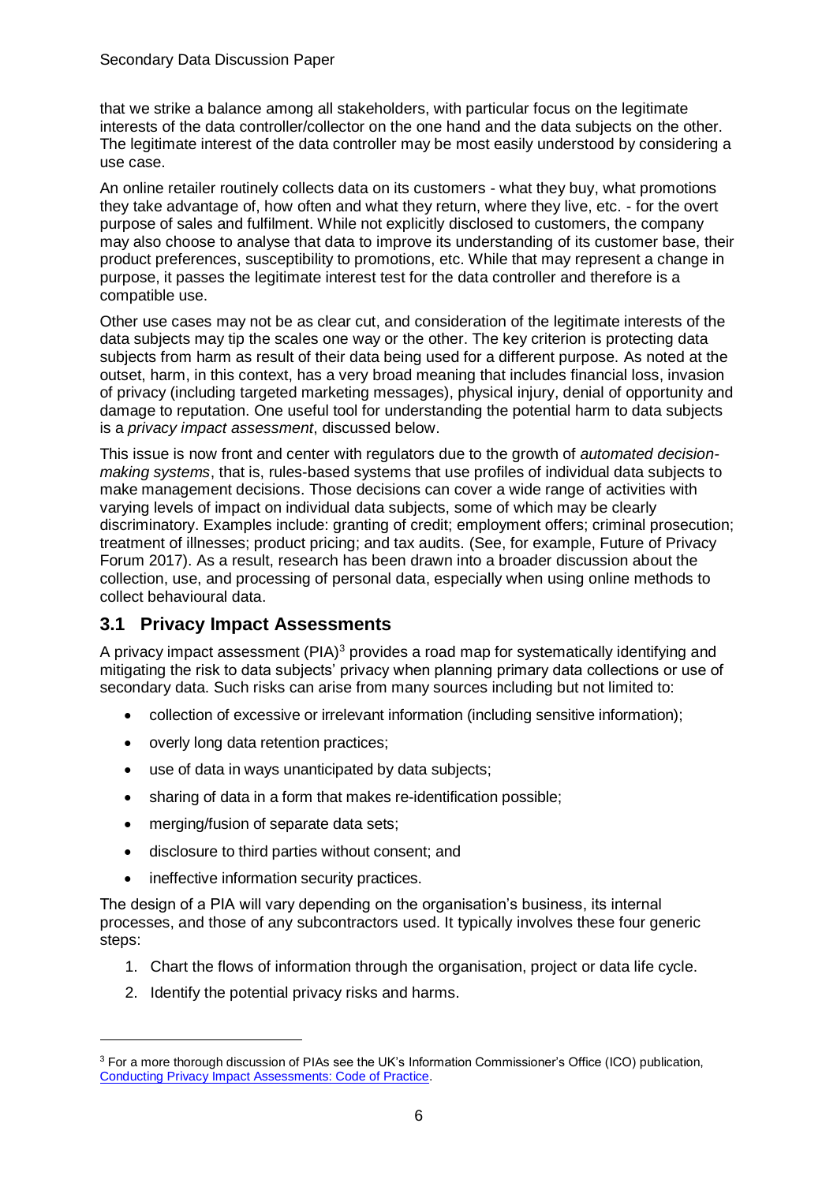that we strike a balance among all stakeholders, with particular focus on the legitimate interests of the data controller/collector on the one hand and the data subjects on the other. The legitimate interest of the data controller may be most easily understood by considering a use case.

An online retailer routinely collects data on its customers - what they buy, what promotions they take advantage of, how often and what they return, where they live, etc. - for the overt purpose of sales and fulfilment. While not explicitly disclosed to customers, the company may also choose to analyse that data to improve its understanding of its customer base, their product preferences, susceptibility to promotions, etc. While that may represent a change in purpose, it passes the legitimate interest test for the data controller and therefore is a compatible use.

Other use cases may not be as clear cut, and consideration of the legitimate interests of the data subjects may tip the scales one way or the other. The key criterion is protecting data subjects from harm as result of their data being used for a different purpose. As noted at the outset, harm, in this context, has a very broad meaning that includes financial loss, invasion of privacy (including targeted marketing messages), physical injury, denial of opportunity and damage to reputation. One useful tool for understanding the potential harm to data subjects is a *privacy impact assessment*, discussed below.

This issue is now front and center with regulators due to the growth of *automated decision-making systems*, that is, rules-based systems that use profiles of individual data subjects to make management decisions. Those decisions can cover a wide range of activities with varying levels of impact on individual data subjects, some of which may be clearly discriminatory. Examples include: granting of credit; employment offers; criminal prosecution; treatment of illnesses; product pricing; and tax audits. (See, for example, Future of Privacy Forum 2017). As a result, research has been drawn into a broader discussion about the collection, use, and processing of personal data, especially when using online methods to collect behavioural data.

## 3.1 Privacy Impact Assessments

A privacy impact assessment (PIA)[3] provides a road map for systematically identifying and mitigating the risk to data subjects' privacy when planning primary data collections or use of secondary data. Such risks can arise from many sources including but not limited to:

- collection of excessive or irrelevant information (including sensitive information);
- overly long data retention practices;
- use of data in ways unanticipated by data subjects;
- sharing of data in a form that makes re-identification possible;
- merging/fusion of separate data sets;
- disclosure to third parties without consent; and
- ineffective information security practices.

The design of a PIA will vary depending on the organisation's business, its internal processes, and those of any subcontractors used. It typically involves these four generic steps:

1. Chart the flows of information through the organisation, project or data life cycle.
2. Identify the potential privacy risks and harms.

[3] For a more thorough discussion of PIAs see the UK's Information Commissioner's Office (ICO) publication, Conducting Privacy Impact Assessments: Code of Practice.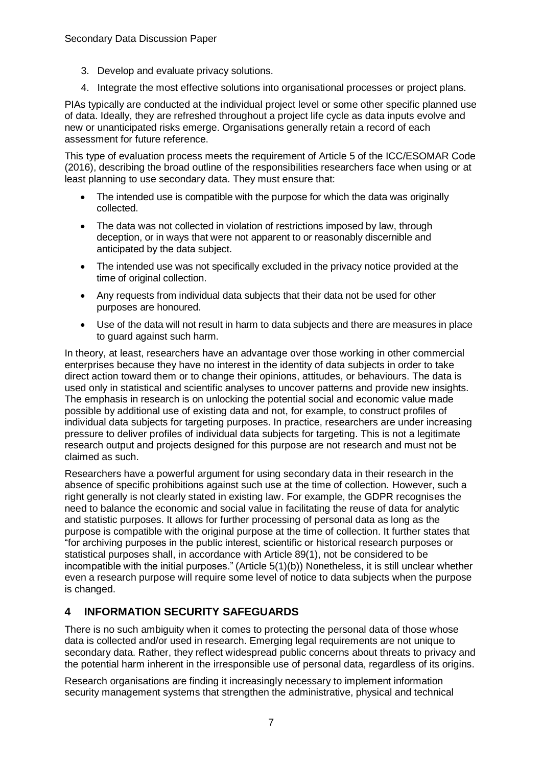3. Develop and evaluate privacy solutions.
4. Integrate the most effective solutions into organisational processes or project plans.

PIAs typically are conducted at the individual project level or some other specific planned use of data. Ideally, they are refreshed throughout a project life cycle as data inputs evolve and new or unanticipated risks emerge. Organisations generally retain a record of each assessment for future reference.

This type of evaluation process meets the requirement of Article 5 of the ICC/ESOMAR Code (2016), describing the broad outline of the responsibilities researchers face when using or at least planning to use secondary data. They must ensure that:

- The intended use is compatible with the purpose for which the data was originally collected.
- The data was not collected in violation of restrictions imposed by law, through deception, or in ways that were not apparent to or reasonably discernible and anticipated by the data subject.
- The intended use was not specifically excluded in the privacy notice provided at the time of original collection.
- Any requests from individual data subjects that their data not be used for other purposes are honoured.
- Use of the data will not result in harm to data subjects and there are measures in place to guard against such harm.

In theory, at least, researchers have an advantage over those working in other commercial enterprises because they have no interest in the identity of data subjects in order to take direct action toward them or to change their opinions, attitudes, or behaviours. The data is used only in statistical and scientific analyses to uncover patterns and provide new insights. The emphasis in research is on unlocking the potential social and economic value made possible by additional use of existing data and not, for example, to construct profiles of individual data subjects for targeting purposes. In practice, researchers are under increasing pressure to deliver profiles of individual data subjects for targeting. This is not a legitimate research output and projects designed for this purpose are not research and must not be claimed as such.

Researchers have a powerful argument for using secondary data in their research in the absence of specific prohibitions against such use at the time of collection. However, such a right generally is not clearly stated in existing law. For example, the GDPR recognises the need to balance the economic and social value in facilitating the reuse of data for analytic and statistic purposes. It allows for further processing of personal data as long as the purpose is compatible with the original purpose at the time of collection. It further states that "for archiving purposes in the public interest, scientific or historical research purposes or statistical purposes shall, in accordance with Article 89(1), not be considered to be incompatible with the initial purposes." (Article 5(1)(b)) Nonetheless, it is still unclear whether even a research purpose will require some level of notice to data subjects when the purpose is changed.

## 4 INFORMATION SECURITY SAFEGUARDS

There is no such ambiguity when it comes to protecting the personal data of those whose data is collected and/or used in research. Emerging legal requirements are not unique to secondary data. Rather, they reflect widespread public concerns about threats to privacy and the potential harm inherent in the irresponsible use of personal data, regardless of its origins.

Research organisations are finding it increasingly necessary to implement information security management systems that strengthen the administrative, physical and technical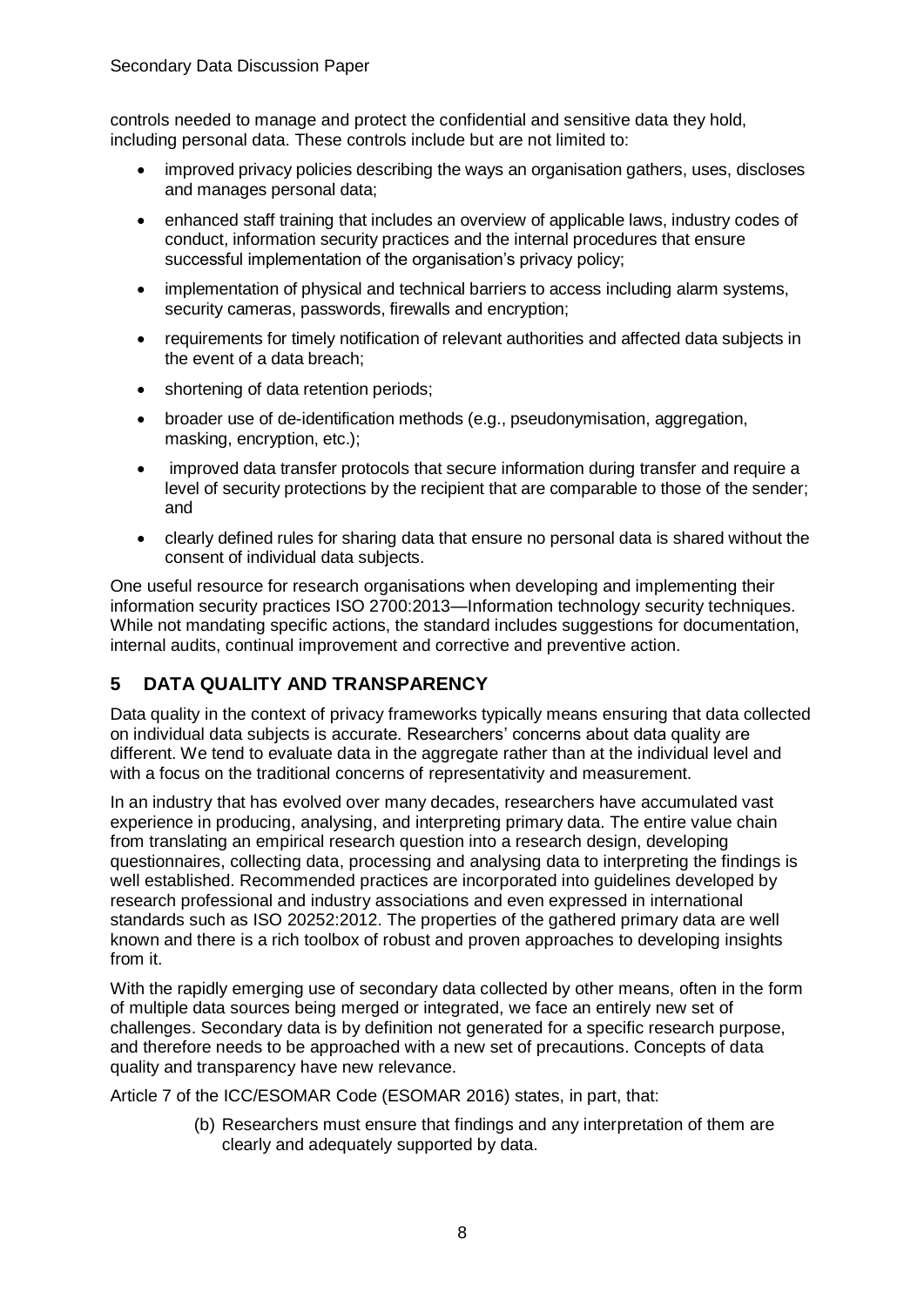controls needed to manage and protect the confidential and sensitive data they hold, including personal data. These controls include but are not limited to:

- improved privacy policies describing the ways an organisation gathers, uses, discloses and manages personal data;
- enhanced staff training that includes an overview of applicable laws, industry codes of conduct, information security practices and the internal procedures that ensure successful implementation of the organisation's privacy policy;
- implementation of physical and technical barriers to access including alarm systems, security cameras, passwords, firewalls and encryption;
- requirements for timely notification of relevant authorities and affected data subjects in the event of a data breach;
- shortening of data retention periods;
- broader use of de-identification methods (e.g., pseudonymisation, aggregation, masking, encryption, etc.);
- improved data transfer protocols that secure information during transfer and require a level of security protections by the recipient that are comparable to those of the sender; and
- clearly defined rules for sharing data that ensure no personal data is shared without the consent of individual data subjects.

One useful resource for research organisations when developing and implementing their information security practices ISO 2700:2013—Information technology security techniques. While not mandating specific actions, the standard includes suggestions for documentation, internal audits, continual improvement and corrective and preventive action.

## 5 DATA QUALITY AND TRANSPARENCY

Data quality in the context of privacy frameworks typically means ensuring that data collected on individual data subjects is accurate. Researchers' concerns about data quality are different. We tend to evaluate data in the aggregate rather than at the individual level and with a focus on the traditional concerns of representativity and measurement.

In an industry that has evolved over many decades, researchers have accumulated vast experience in producing, analysing, and interpreting primary data. The entire value chain from translating an empirical research question into a research design, developing questionnaires, collecting data, processing and analysing data to interpreting the findings is well established. Recommended practices are incorporated into guidelines developed by research professional and industry associations and even expressed in international standards such as ISO 20252:2012. The properties of the gathered primary data are well known and there is a rich toolbox of robust and proven approaches to developing insights from it.

With the rapidly emerging use of secondary data collected by other means, often in the form of multiple data sources being merged or integrated, we face an entirely new set of challenges. Secondary data is by definition not generated for a specific research purpose, and therefore needs to be approached with a new set of precautions. Concepts of data quality and transparency have new relevance.

Article 7 of the ICC/ESOMAR Code (ESOMAR 2016) states, in part, that:

> (b) Researchers must ensure that findings and any interpretation of them are clearly and adequately supported by data.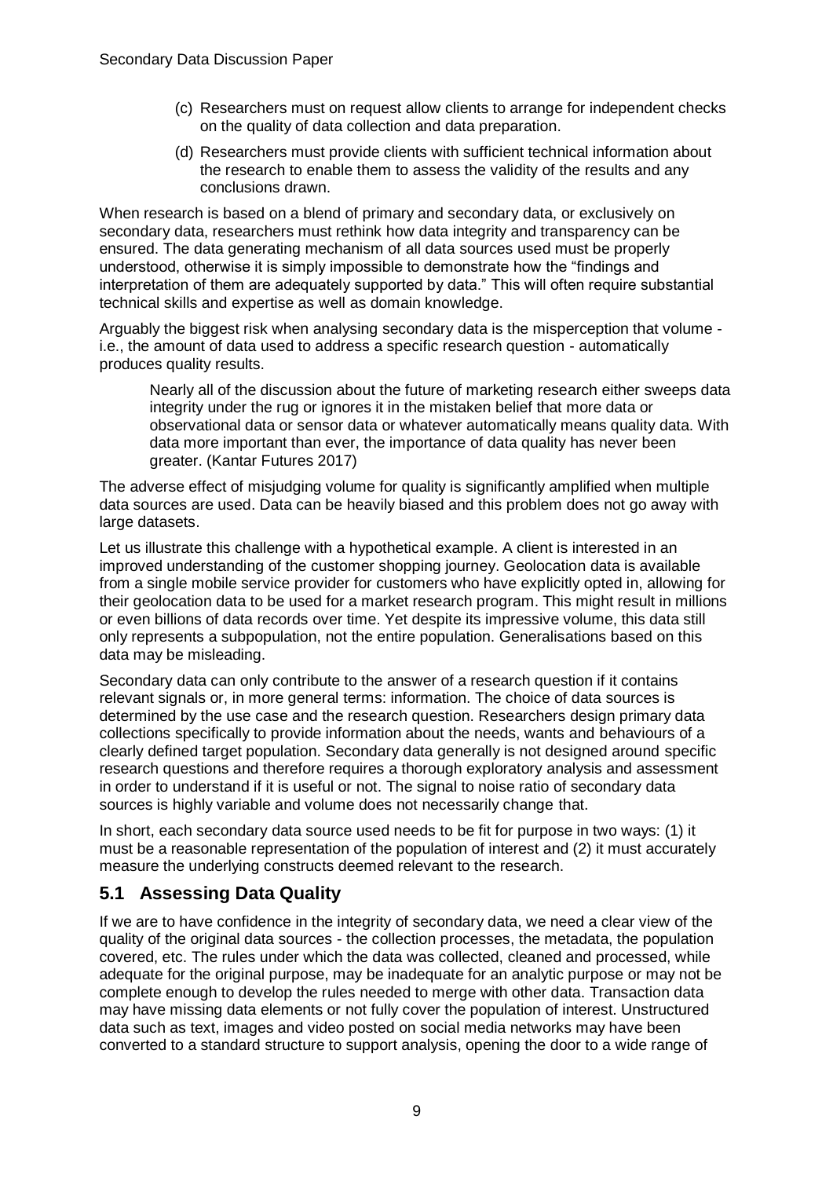(c) Researchers must on request allow clients to arrange for independent checks on the quality of data collection and data preparation.

(d) Researchers must provide clients with sufficient technical information about the research to enable them to assess the validity of the results and any conclusions drawn.

When research is based on a blend of primary and secondary data, or exclusively on secondary data, researchers must rethink how data integrity and transparency can be ensured. The data generating mechanism of all data sources used must be properly understood, otherwise it is simply impossible to demonstrate how the "findings and interpretation of them are adequately supported by data." This will often require substantial technical skills and expertise as well as domain knowledge.

Arguably the biggest risk when analysing secondary data is the misperception that volume - i.e., the amount of data used to address a specific research question - automatically produces quality results.

> Nearly all of the discussion about the future of marketing research either sweeps data integrity under the rug or ignores it in the mistaken belief that more data or observational data or sensor data or whatever automatically means quality data. With data more important than ever, the importance of data quality has never been greater. (Kantar Futures 2017)

The adverse effect of misjudging volume for quality is significantly amplified when multiple data sources are used. Data can be heavily biased and this problem does not go away with large datasets.

Let us illustrate this challenge with a hypothetical example. A client is interested in an improved understanding of the customer shopping journey. Geolocation data is available from a single mobile service provider for customers who have explicitly opted in, allowing for their geolocation data to be used for a market research program. This might result in millions or even billions of data records over time. Yet despite its impressive volume, this data still only represents a subpopulation, not the entire population. Generalisations based on this data may be misleading.

Secondary data can only contribute to the answer of a research question if it contains relevant signals or, in more general terms: information. The choice of data sources is determined by the use case and the research question. Researchers design primary data collections specifically to provide information about the needs, wants and behaviours of a clearly defined target population. Secondary data generally is not designed around specific research questions and therefore requires a thorough exploratory analysis and assessment in order to understand if it is useful or not. The signal to noise ratio of secondary data sources is highly variable and volume does not necessarily change that.

In short, each secondary data source used needs to be fit for purpose in two ways: (1) it must be a reasonable representation of the population of interest and (2) it must accurately measure the underlying constructs deemed relevant to the research.

## 5.1 Assessing Data Quality

If we are to have confidence in the integrity of secondary data, we need a clear view of the quality of the original data sources - the collection processes, the metadata, the population covered, etc. The rules under which the data was collected, cleaned and processed, while adequate for the original purpose, may be inadequate for an analytic purpose or may not be complete enough to develop the rules needed to merge with other data. Transaction data may have missing data elements or not fully cover the population of interest. Unstructured data such as text, images and video posted on social media networks may have been converted to a standard structure to support analysis, opening the door to a wide range of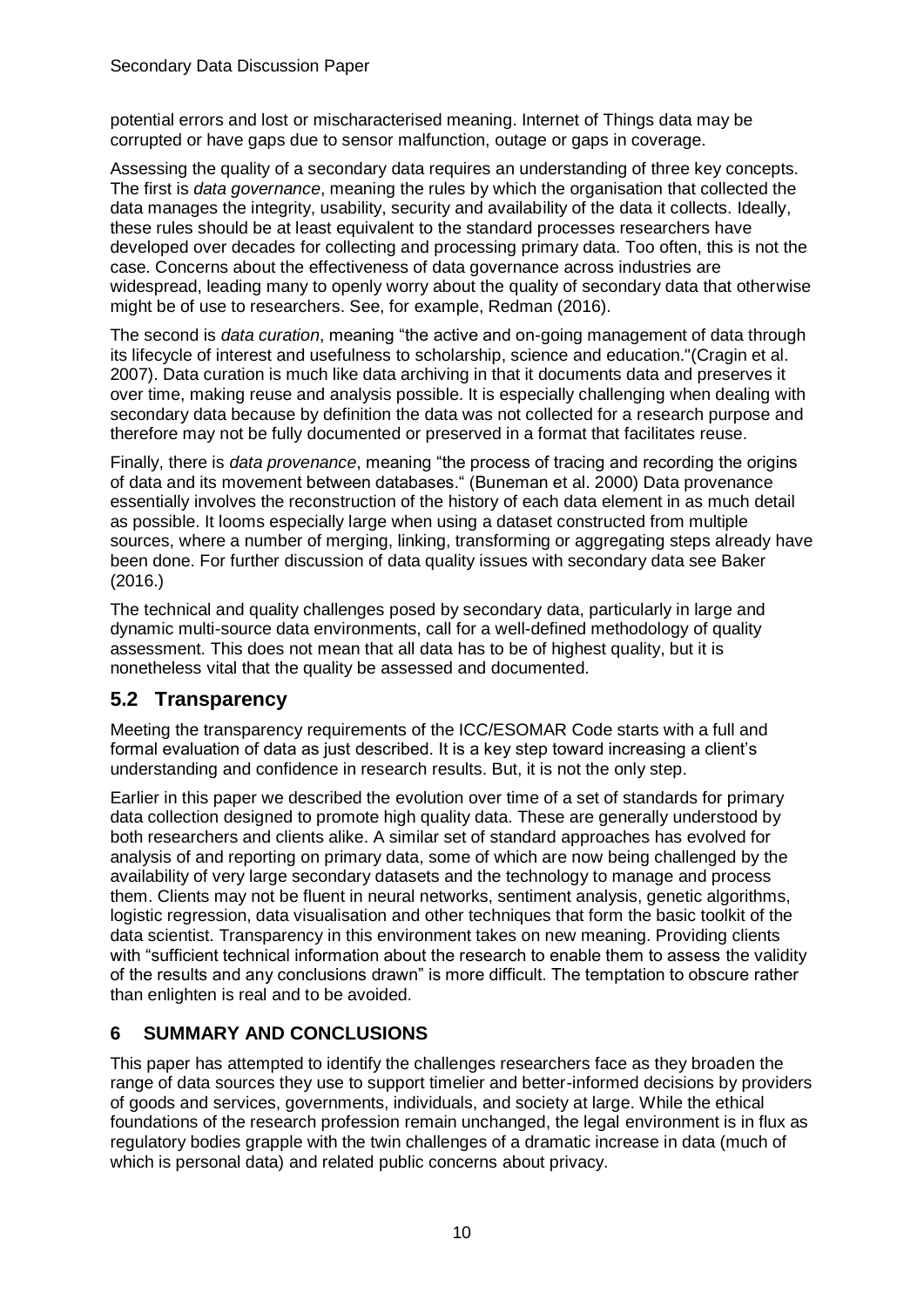potential errors and lost or mischaracterised meaning. Internet of Things data may be corrupted or have gaps due to sensor malfunction, outage or gaps in coverage.

Assessing the quality of a secondary data requires an understanding of three key concepts. The first is *data governance*, meaning the rules by which the organisation that collected the data manages the integrity, usability, security and availability of the data it collects. Ideally, these rules should be at least equivalent to the standard processes researchers have developed over decades for collecting and processing primary data. Too often, this is not the case. Concerns about the effectiveness of data governance across industries are widespread, leading many to openly worry about the quality of secondary data that otherwise might be of use to researchers. See, for example, Redman (2016).

The second is *data curation*, meaning "the active and on-going management of data through its lifecycle of interest and usefulness to scholarship, science and education."(Cragin et al. 2007). Data curation is much like data archiving in that it documents data and preserves it over time, making reuse and analysis possible. It is especially challenging when dealing with secondary data because by definition the data was not collected for a research purpose and therefore may not be fully documented or preserved in a format that facilitates reuse.

Finally, there is *data provenance*, meaning "the process of tracing and recording the origins of data and its movement between databases." (Buneman et al. 2000) Data provenance essentially involves the reconstruction of the history of each data element in as much detail as possible. It looms especially large when using a dataset constructed from multiple sources, where a number of merging, linking, transforming or aggregating steps already have been done. For further discussion of data quality issues with secondary data see Baker (2016.)

The technical and quality challenges posed by secondary data, particularly in large and dynamic multi-source data environments, call for a well-defined methodology of quality assessment. This does not mean that all data has to be of highest quality, but it is nonetheless vital that the quality be assessed and documented.

## 5.2 Transparency

Meeting the transparency requirements of the ICC/ESOMAR Code starts with a full and formal evaluation of data as just described. It is a key step toward increasing a client's understanding and confidence in research results. But, it is not the only step.

Earlier in this paper we described the evolution over time of a set of standards for primary data collection designed to promote high quality data. These are generally understood by both researchers and clients alike. A similar set of standard approaches has evolved for analysis of and reporting on primary data, some of which are now being challenged by the availability of very large secondary datasets and the technology to manage and process them. Clients may not be fluent in neural networks, sentiment analysis, genetic algorithms, logistic regression, data visualisation and other techniques that form the basic toolkit of the data scientist. Transparency in this environment takes on new meaning. Providing clients with "sufficient technical information about the research to enable them to assess the validity of the results and any conclusions drawn" is more difficult. The temptation to obscure rather than enlighten is real and to be avoided.

# 6 SUMMARY AND CONCLUSIONS

This paper has attempted to identify the challenges researchers face as they broaden the range of data sources they use to support timelier and better-informed decisions by providers of goods and services, governments, individuals, and society at large. While the ethical foundations of the research profession remain unchanged, the legal environment is in flux as regulatory bodies grapple with the twin challenges of a dramatic increase in data (much of which is personal data) and related public concerns about privacy.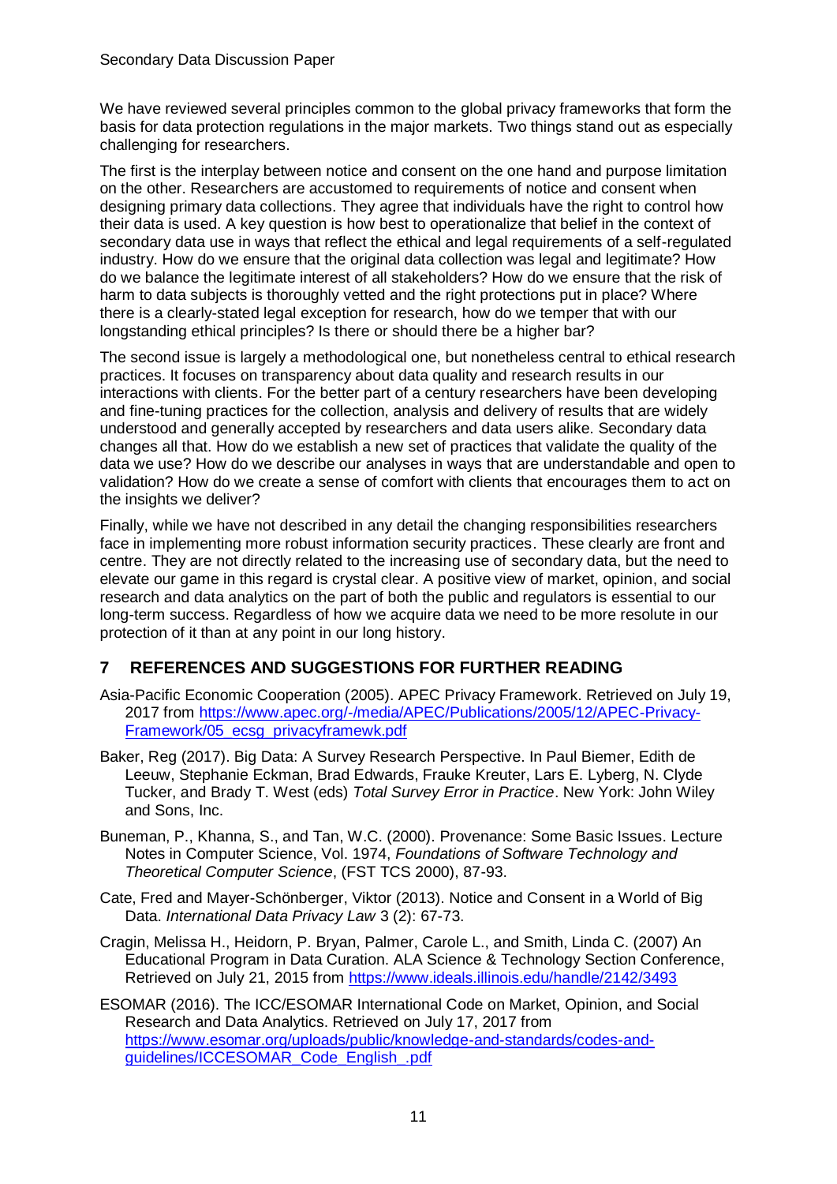We have reviewed several principles common to the global privacy frameworks that form the basis for data protection regulations in the major markets. Two things stand out as especially challenging for researchers.

The first is the interplay between notice and consent on the one hand and purpose limitation on the other. Researchers are accustomed to requirements of notice and consent when designing primary data collections. They agree that individuals have the right to control how their data is used. A key question is how best to operationalize that belief in the context of secondary data use in ways that reflect the ethical and legal requirements of a self-regulated industry. How do we ensure that the original data collection was legal and legitimate? How do we balance the legitimate interest of all stakeholders? How do we ensure that the risk of harm to data subjects is thoroughly vetted and the right protections put in place? Where there is a clearly-stated legal exception for research, how do we temper that with our longstanding ethical principles? Is there or should there be a higher bar?

The second issue is largely a methodological one, but nonetheless central to ethical research practices. It focuses on transparency about data quality and research results in our interactions with clients. For the better part of a century researchers have been developing and fine-tuning practices for the collection, analysis and delivery of results that are widely understood and generally accepted by researchers and data users alike. Secondary data changes all that. How do we establish a new set of practices that validate the quality of the data we use? How do we describe our analyses in ways that are understandable and open to validation? How do we create a sense of comfort with clients that encourages them to act on the insights we deliver?

Finally, while we have not described in any detail the changing responsibilities researchers face in implementing more robust information security practices. These clearly are front and centre. They are not directly related to the increasing use of secondary data, but the need to elevate our game in this regard is crystal clear. A positive view of market, opinion, and social research and data analytics on the part of both the public and regulators is essential to our long-term success. Regardless of how we acquire data we need to be more resolute in our protection of it than at any point in our long history.

## 7 REFERENCES AND SUGGESTIONS FOR FURTHER READING

Asia-Pacific Economic Cooperation (2005). APEC Privacy Framework. Retrieved on July 19, 2017 from https://www.apec.org/-/media/APEC/Publications/2005/12/APEC-Privacy-Framework/05_ecsg_privacyframewk.pdf

Baker, Reg (2017). Big Data: A Survey Research Perspective. In Paul Biemer, Edith de Leeuw, Stephanie Eckman, Brad Edwards, Frauke Kreuter, Lars E. Lyberg, N. Clyde Tucker, and Brady T. West (eds) *Total Survey Error in Practice*. New York: John Wiley and Sons, Inc.

Buneman, P., Khanna, S., and Tan, W.C. (2000). Provenance: Some Basic Issues. Lecture Notes in Computer Science, Vol. 1974, *Foundations of Software Technology and Theoretical Computer Science*, (FST TCS 2000), 87-93.

Cate, Fred and Mayer-Schönberger, Viktor (2013). Notice and Consent in a World of Big Data. *International Data Privacy Law* 3 (2): 67-73.

Cragin, Melissa H., Heidorn, P. Bryan, Palmer, Carole L., and Smith, Linda C. (2007) An Educational Program in Data Curation. ALA Science & Technology Section Conference, Retrieved on July 21, 2015 from https://www.ideals.illinois.edu/handle/2142/3493

ESOMAR (2016). The ICC/ESOMAR International Code on Market, Opinion, and Social Research and Data Analytics. Retrieved on July 17, 2017 from https://www.esomar.org/uploads/public/knowledge-and-standards/codes-and-guidelines/ICCESOMAR_Code_English_.pdf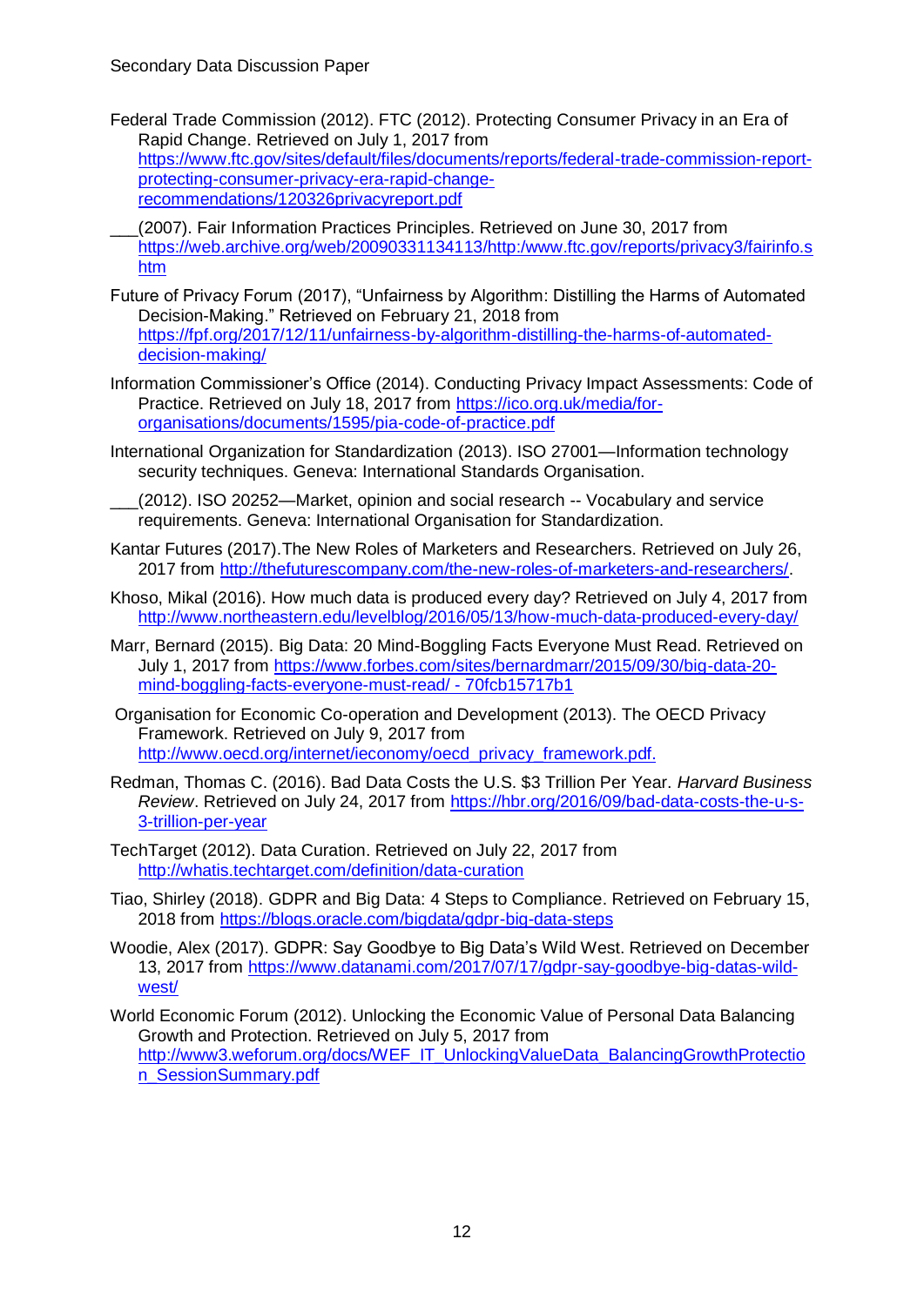Federal Trade Commission (2012). FTC (2012). Protecting Consumer Privacy in an Era of Rapid Change. Retrieved on July 1, 2017 from https://www.ftc.gov/sites/default/files/documents/reports/federal-trade-commission-report-protecting-consumer-privacy-era-rapid-change-recommendations/120326privacyreport.pdf

___(2007). Fair Information Practices Principles. Retrieved on June 30, 2017 from https://web.archive.org/web/20090331134113/http:/www.ftc.gov/reports/privacy3/fairinfo.shtm

Future of Privacy Forum (2017), "Unfairness by Algorithm: Distilling the Harms of Automated Decision-Making." Retrieved on February 21, 2018 from https://fpf.org/2017/12/11/unfairness-by-algorithm-distilling-the-harms-of-automated-decision-making/

Information Commissioner's Office (2014). Conducting Privacy Impact Assessments: Code of Practice. Retrieved on July 18, 2017 from https://ico.org.uk/media/for-organisations/documents/1595/pia-code-of-practice.pdf

International Organization for Standardization (2013). ISO 27001—Information technology security techniques. Geneva: International Standards Organisation.

___(2012). ISO 20252—Market, opinion and social research -- Vocabulary and service requirements. Geneva: International Organisation for Standardization.

Kantar Futures (2017).The New Roles of Marketers and Researchers. Retrieved on July 26, 2017 from http://thefuturescompany.com/the-new-roles-of-marketers-and-researchers/.

Khoso, Mikal (2016). How much data is produced every day? Retrieved on July 4, 2017 from http://www.northeastern.edu/levelblog/2016/05/13/how-much-data-produced-every-day/

Marr, Bernard (2015). Big Data: 20 Mind-Boggling Facts Everyone Must Read. Retrieved on July 1, 2017 from https://www.forbes.com/sites/bernardmarr/2015/09/30/big-data-20-mind-boggling-facts-everyone-must-read/ - 70fcb15717b1

Organisation for Economic Co-operation and Development (2013). The OECD Privacy Framework. Retrieved on July 9, 2017 from http://www.oecd.org/internet/ieconomy/oecd_privacy_framework.pdf.

Redman, Thomas C. (2016). Bad Data Costs the U.S. $3 Trillion Per Year. *Harvard Business Review*. Retrieved on July 24, 2017 from https://hbr.org/2016/09/bad-data-costs-the-u-s-3-trillion-per-year

TechTarget (2012). Data Curation. Retrieved on July 22, 2017 from http://whatis.techtarget.com/definition/data-curation

Tiao, Shirley (2018). GDPR and Big Data: 4 Steps to Compliance. Retrieved on February 15, 2018 from https://blogs.oracle.com/bigdata/gdpr-big-data-steps

Woodie, Alex (2017). GDPR: Say Goodbye to Big Data's Wild West. Retrieved on December 13, 2017 from https://www.datanami.com/2017/07/17/gdpr-say-goodbye-big-datas-wild-west/

World Economic Forum (2012). Unlocking the Economic Value of Personal Data Balancing Growth and Protection. Retrieved on July 5, 2017 from http://www3.weforum.org/docs/WEF_IT_UnlockingValueData_BalancingGrowthProtection_SessionSummary.pdf